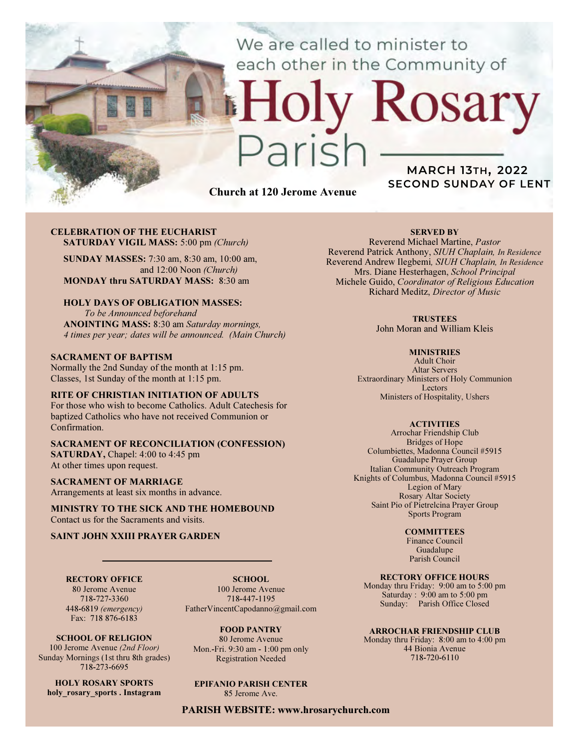We are called to minister to each other in the Community of

# Holy Rosary Parish

**MARCH 13TH, 2022**
**SECOND SUNDAY OF LENT**

**Church at 120 Jerome Avenue**

**CELEBRATION OF THE EUCHARIST**
**SATURDAY VIGIL MASS:** 5:00 pm *(Church)*

**SUNDAY MASSES:** 7:30 am, 8:30 am, 10:00 am, and 12:00 Noon *(Church)*
**MONDAY thru SATURDAY MASS:** 8:30 am

**HOLY DAYS OF OBLIGATION MASSES:**
*To be Announced beforehand*
**ANOINTING MASS:** 8:30 am *Saturday mornings, 4 times per year; dates will be announced. (Main Church)*

**SACRAMENT OF BAPTISM**
Normally the 2nd Sunday of the month at 1:15 pm.
Classes, 1st Sunday of the month at 1:15 pm.

**RITE OF CHRISTIAN INITIATION OF ADULTS**
For those who wish to become Catholics. Adult Catechesis for baptized Catholics who have not received Communion or Confirmation.

**SACRAMENT OF RECONCILIATION (CONFESSION)**
**SATURDAY,** Chapel: 4:00 to 4:45 pm
At other times upon request.

**SACRAMENT OF MARRIAGE**
Arrangements at least six months in advance.

**MINISTRY TO THE SICK AND THE HOMEBOUND**
Contact us for the Sacraments and visits.

**SAINT JOHN XXIII PRAYER GARDEN**

---

**RECTORY OFFICE**
80 Jerome Avenue
718-727-3360
448-6819 *(emergency)*
Fax: 718 876-6183

**SCHOOL OF RELIGION**
100 Jerome Avenue *(2nd Floor)*
Sunday Mornings (1st thru 8th grades)
718-273-6695

**HOLY ROSARY SPORTS**
**holy_rosary_sports . Instagram**

**SCHOOL**
100 Jerome Avenue
718-447-1195
FatherVincentCapodanno@gmail.com

**FOOD PANTRY**
80 Jerome Avenue
Mon.-Fri. 9:30 am - 1:00 pm only
Registration Needed

**EPIFANIO PARISH CENTER**
85 Jerome Ave.

**SERVED BY**
Reverend Michael Martine, *Pastor*
Reverend Patrick Anthony, *SIUH Chaplain, In Residence*
Reverend Andrew Ilegbemi*, SIUH Chaplain, In Residence*
Mrs. Diane Hesterhagen, *School Principal*
Michele Guido, *Coordinator of Religious Education*
Richard Meditz, *Director of Music*

**TRUSTEES**
John Moran and William Kleis

**MINISTRIES**
Adult Choir
Altar Servers
Extraordinary Ministers of Holy Communion
Lectors
Ministers of Hospitality, Ushers

**ACTIVITIES**
Arrochar Friendship Club
Bridges of Hope
Columbiettes, Madonna Council #5915
Guadalupe Prayer Group
Italian Community Outreach Program
Knights of Columbus, Madonna Council #5915
Legion of Mary
Rosary Altar Society
Saint Pio of Pietrelcina Prayer Group
Sports Program

**COMMITTEES**
Finance Council
Guadalupe
Parish Council

**RECTORY OFFICE HOURS**
Monday thru Friday: 9:00 am to 5:00 pm
Saturday : 9:00 am to 5:00 pm
Sunday: Parish Office Closed

**ARROCHAR FRIENDSHIP CLUB**
Monday thru Friday: 8:00 am to 4:00 pm
44 Bionia Avenue
718-720-6110

**PARISH WEBSITE: www.hrosarychurch.com**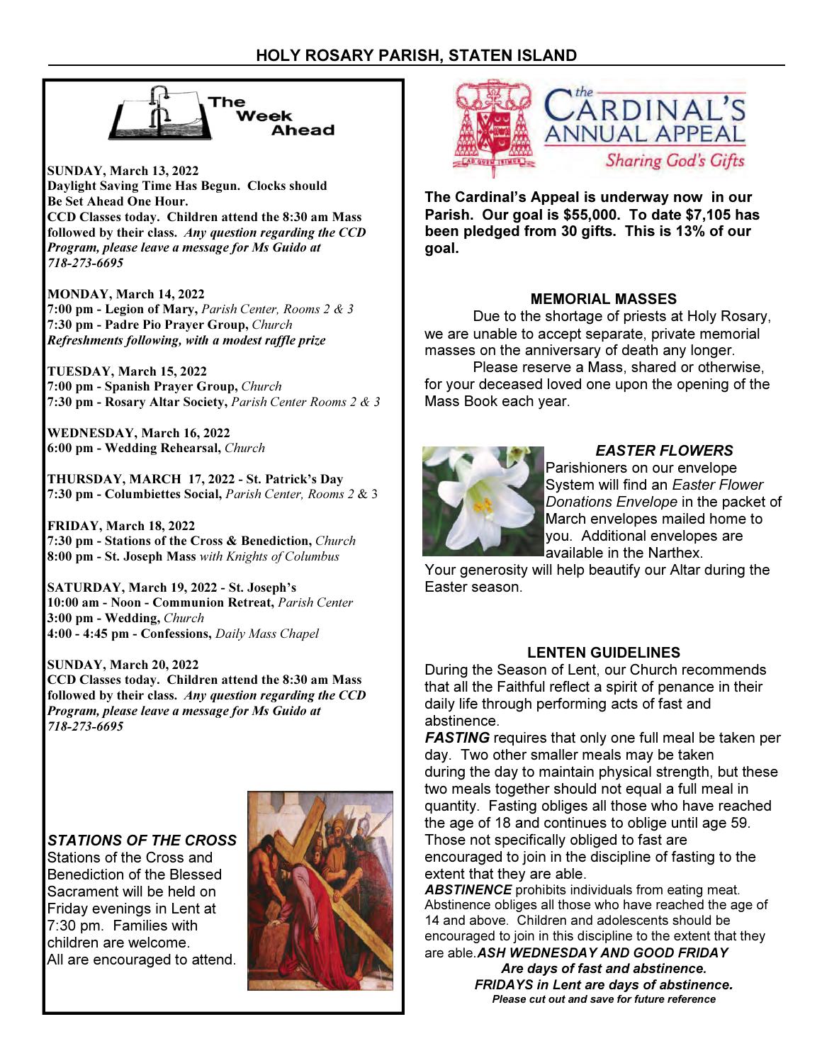## The Week Ahead

**SUNDAY, March 13, 2022**
**Daylight Saving Time Has Begun. Clocks should Be Set Ahead One Hour.**
**CCD Classes today. Children attend the 8:30 am Mass followed by their class.** ***Any question regarding the CCD Program, please leave a message for Ms Guido at 718-273-6695***

**MONDAY, March 14, 2022**
**7:00 pm - Legion of Mary,** *Parish Center, Rooms 2 & 3*
**7:30 pm - Padre Pio Prayer Group,** *Church*
***Refreshments following, with a modest raffle prize***

**TUESDAY, March 15, 2022**
**7:00 pm - Spanish Prayer Group,** *Church*
**7:30 pm - Rosary Altar Society,** *Parish Center Rooms 2 & 3*

**WEDNESDAY, March 16, 2022**
**6:00 pm - Wedding Rehearsal,** *Church*

**THURSDAY, MARCH 17, 2022 - St. Patrick's Day**
**7:30 pm - Columbiettes Social,** *Parish Center, Rooms 2 & 3*

**FRIDAY, March 18, 2022**
**7:30 pm - Stations of the Cross & Benediction,** *Church*
**8:00 pm - St. Joseph Mass** *with Knights of Columbus*

**SATURDAY, March 19, 2022 - St. Joseph's**
**10:00 am - Noon - Communion Retreat,** *Parish Center*
**3:00 pm - Wedding,** *Church*
**4:00 - 4:45 pm - Confessions,** *Daily Mass Chapel*

**SUNDAY, March 20, 2022**
**CCD Classes today. Children attend the 8:30 am Mass followed by their class.** ***Any question regarding the CCD Program, please leave a message for Ms Guido at 718-273-6695***

### *STATIONS OF THE CROSS*

Stations of the Cross and Benediction of the Blessed Sacrament will be held on Friday evenings in Lent at 7:30 pm. Families with children are welcome. All are encouraged to attend.

## The Cardinal's Annual Appeal

*Sharing God's Gifts*

**The Cardinal's Appeal is underway now in our Parish. Our goal is $55,000. To date $7,105 has been pledged from 30 gifts. This is 13% of our goal.**

### MEMORIAL MASSES

Due to the shortage of priests at Holy Rosary, we are unable to accept separate, private memorial masses on the anniversary of death any longer.

Please reserve a Mass, shared or otherwise, for your deceased loved one upon the opening of the Mass Book each year.

### *EASTER FLOWERS*

Parishioners on our envelope System will find an *Easter Flower Donations Envelope* in the packet of March envelopes mailed home to you. Additional envelopes are available in the Narthex. Your generosity will help beautify our Altar during the Easter season.

### LENTEN GUIDELINES

During the Season of Lent, our Church recommends that all the Faithful reflect a spirit of penance in their daily life through performing acts of fast and abstinence.

***FASTING*** requires that only one full meal be taken per day. Two other smaller meals may be taken during the day to maintain physical strength, but these two meals together should not equal a full meal in quantity. Fasting obliges all those who have reached the age of 18 and continues to oblige until age 59. Those not specifically obliged to fast are encouraged to join in the discipline of fasting to the extent that they are able.

***ABSTINENCE*** prohibits individuals from eating meat. Abstinence obliges all those who have reached the age of 14 and above. Children and adolescents should be encouraged to join in this discipline to the extent that they are able.

***ASH WEDNESDAY AND GOOD FRIDAY Are days of fast and abstinence.***
***FRIDAYS in Lent are days of abstinence.***

***Please cut out and save for future reference***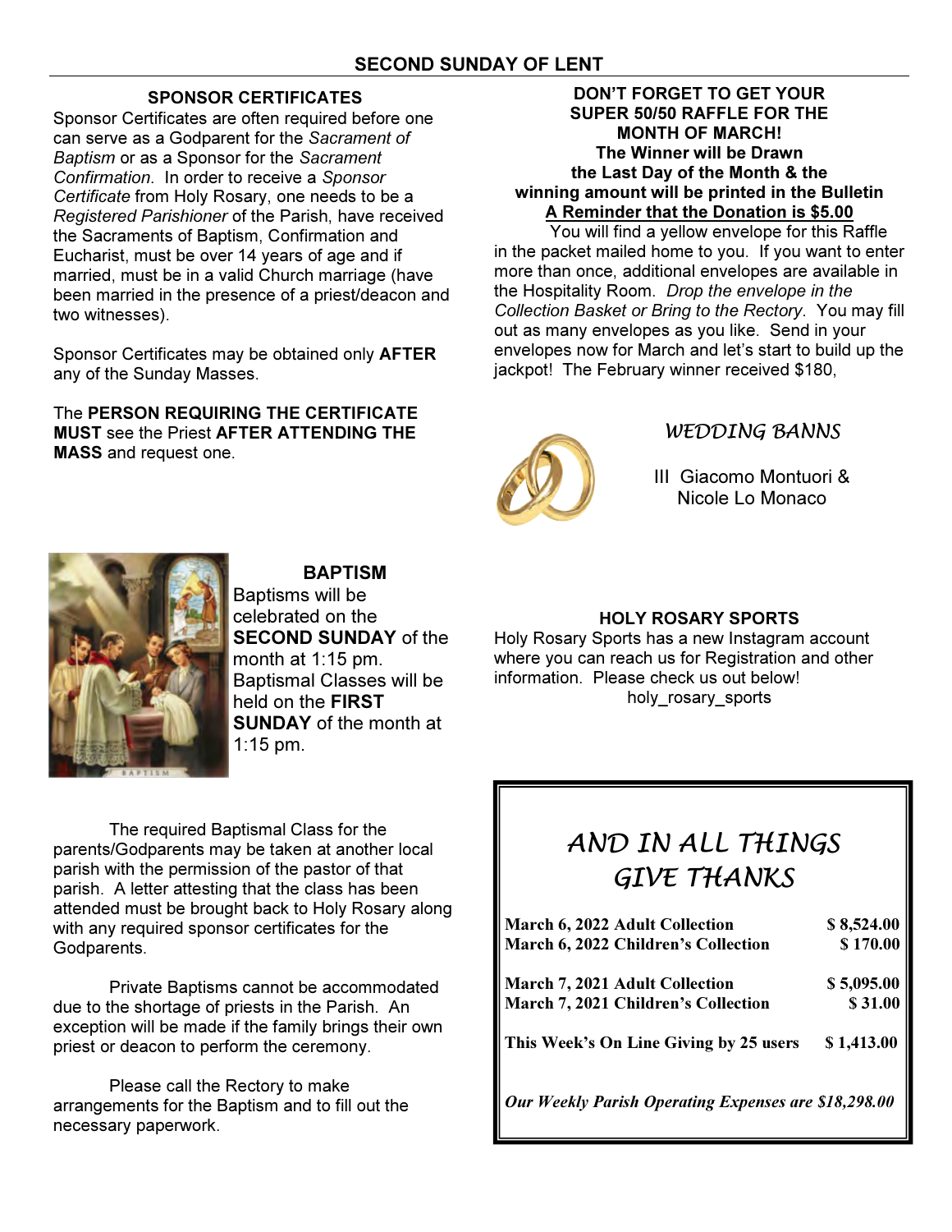# SECOND SUNDAY OF LENT

## SPONSOR CERTIFICATES

Sponsor Certificates are often required before one can serve as a Godparent for the *Sacrament of Baptism* or as a Sponsor for the *Sacrament Confirmation*. In order to receive a *Sponsor Certificate* from Holy Rosary, one needs to be a *Registered Parishioner* of the Parish, have received the Sacraments of Baptism, Confirmation and Eucharist, must be over 14 years of age and if married, must be in a valid Church marriage (have been married in the presence of a priest/deacon and two witnesses).

Sponsor Certificates may be obtained only **AFTER** any of the Sunday Masses.

The **PERSON REQUIRING THE CERTIFICATE MUST** see the Priest **AFTER ATTENDING THE MASS** and request one.

## BAPTISM

Baptisms will be celebrated on the **SECOND SUNDAY** of the month at 1:15 pm. Baptismal Classes will be held on the **FIRST SUNDAY** of the month at 1:15 pm.

The required Baptismal Class for the parents/Godparents may be taken at another local parish with the permission of the pastor of that parish. A letter attesting that the class has been attended must be brought back to Holy Rosary along with any required sponsor certificates for the Godparents.

Private Baptisms cannot be accommodated due to the shortage of priests in the Parish. An exception will be made if the family brings their own priest or deacon to perform the ceremony.

Please call the Rectory to make arrangements for the Baptism and to fill out the necessary paperwork.

## DON'T FORGET TO GET YOUR SUPER 50/50 RAFFLE FOR THE MONTH OF MARCH!

**The Winner will be Drawn the Last Day of the Month & the winning amount will be printed in the Bulletin**

**A Reminder that the Donation is $5.00**

You will find a yellow envelope for this Raffle in the packet mailed home to you. If you want to enter more than once, additional envelopes are available in the Hospitality Room. *Drop the envelope in the Collection Basket or Bring to the Rectory*. You may fill out as many envelopes as you like. Send in your envelopes now for March and let's start to build up the jackpot! The February winner received $180,

## *WEDDING BANNS*

III Giacomo Montuori & Nicole Lo Monaco

## HOLY ROSARY SPORTS

Holy Rosary Sports has a new Instagram account where you can reach us for Registration and other information. Please check us out below!

holy_rosary_sports

## *AND IN ALL THINGS GIVE THANKS*

| | |
|---|---|
| **March 6, 2022 Adult Collection** | **$ 8,524.00** |
| **March 6, 2022 Children's Collection** | **$ 170.00** |
| **March 7, 2021 Adult Collection** | **$ 5,095.00** |
| **March 7, 2021 Children's Collection** | **$ 31.00** |
| **This Week's On Line Giving by 25 users** | **$ 1,413.00** |

***Our Weekly Parish Operating Expenses are $18,298.00***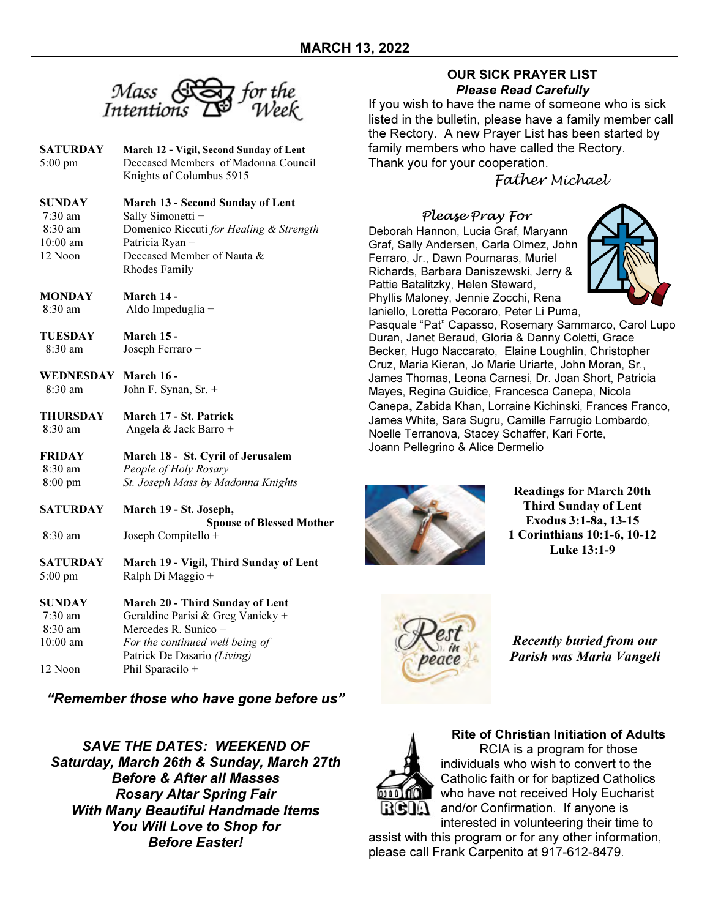**MARCH 13, 2022**

# Mass Intentions for the Week

| | |
|---|---|
| **SATURDAY** | **March 12 - Vigil, Second Sunday of Lent** |
| 5:00 pm | Deceased Members of Madonna Council Knights of Columbus 5915 |
| **SUNDAY** | **March 13 - Second Sunday of Lent** |
| 7:30 am | Sally Simonetti + |
| 8:30 am | Domenico Riccuti *for Healing & Strength* |
| 10:00 am | Patricia Ryan + |
| 12 Noon | Deceased Member of Nauta & Rhodes Family |
| **MONDAY** | **March 14 -** |
| 8:30 am | Aldo Impeduglia + |
| **TUESDAY** | **March 15 -** |
| 8:30 am | Joseph Ferraro + |
| **WEDNESDAY** | **March 16 -** |
| 8:30 am | John F. Synan, Sr. + |
| **THURSDAY** | **March 17 - St. Patrick** |
| 8:30 am | Angela & Jack Barro + |
| **FRIDAY** | **March 18 - St. Cyril of Jerusalem** |
| 8:30 am | *People of Holy Rosary* |
| 8:00 pm | *St. Joseph Mass by Madonna Knights* |
| **SATURDAY** | **March 19 - St. Joseph, Spouse of Blessed Mother** |
| 8:30 am | Joseph Compitello + |
| **SATURDAY** | **March 19 - Vigil, Third Sunday of Lent** |
| 5:00 pm | Ralph Di Maggio + |
| **SUNDAY** | **March 20 - Third Sunday of Lent** |
| 7:30 am | Geraldine Parisi & Greg Vanicky + |
| 8:30 am | Mercedes R. Sunico + |
| 10:00 am | *For the continued well being of* Patrick De Dasario *(Living)* |
| 12 Noon | Phil Sparacilo + |

***"Remember those who have gone before us"***

***SAVE THE DATES: WEEKEND OF***
***Saturday, March 26th & Sunday, March 27th***
***Before & After all Masses***
***Rosary Altar Spring Fair***
***With Many Beautiful Handmade Items***
***You Will Love to Shop for***
***Before Easter!***

## OUR SICK PRAYER LIST

***Please Read Carefully***

If you wish to have the name of someone who is sick listed in the bulletin, please have a family member call the Rectory. A new Prayer List has been started by family members who have called the Rectory. Thank you for your cooperation.

*Father Michael*

### *Please Pray For*

Deborah Hannon, Lucia Graf, Maryann Graf, Sally Andersen, Carla Olmez, John Ferraro, Jr., Dawn Pournaras, Muriel Richards, Barbara Daniszewski, Jerry & Pattie Batalitzky, Helen Steward, Phyllis Maloney, Jennie Zocchi, Rena Ianiello, Loretta Pecoraro, Peter Li Puma, Pasquale "Pat" Capasso, Rosemary Sammarco, Carol Lupo Duran, Janet Beraud, Gloria & Danny Coletti, Grace Becker, Hugo Naccarato, Elaine Loughlin, Christopher Cruz, Maria Kieran, Jo Marie Uriarte, John Moran, Sr., James Thomas, Leona Carnesi, Dr. Joan Short, Patricia Mayes, Regina Guidice, Francesca Canepa, Nicola Canepa, Zabida Khan, Lorraine Kichinski, Frances Franco, James White, Sara Sugru, Camille Farrugio Lombardo, Noelle Terranova, Stacey Schaffer, Kari Forte, Joann Pellegrino & Alice Dermelio

**Readings for March 20th**
**Third Sunday of Lent**
**Exodus 3:1-8a, 13-15**
**1 Corinthians 10:1-6, 10-12**
**Luke 13:1-9**

Rest in peace

***Recently buried from our Parish was Maria Vangeli***

### Rite of Christian Initiation of Adults

RCIA is a program for those individuals who wish to convert to the Catholic faith or for baptized Catholics who have not received Holy Eucharist and/or Confirmation. If anyone is interested in volunteering their time to assist with this program or for any other information, please call Frank Carpenito at 917-612-8479.